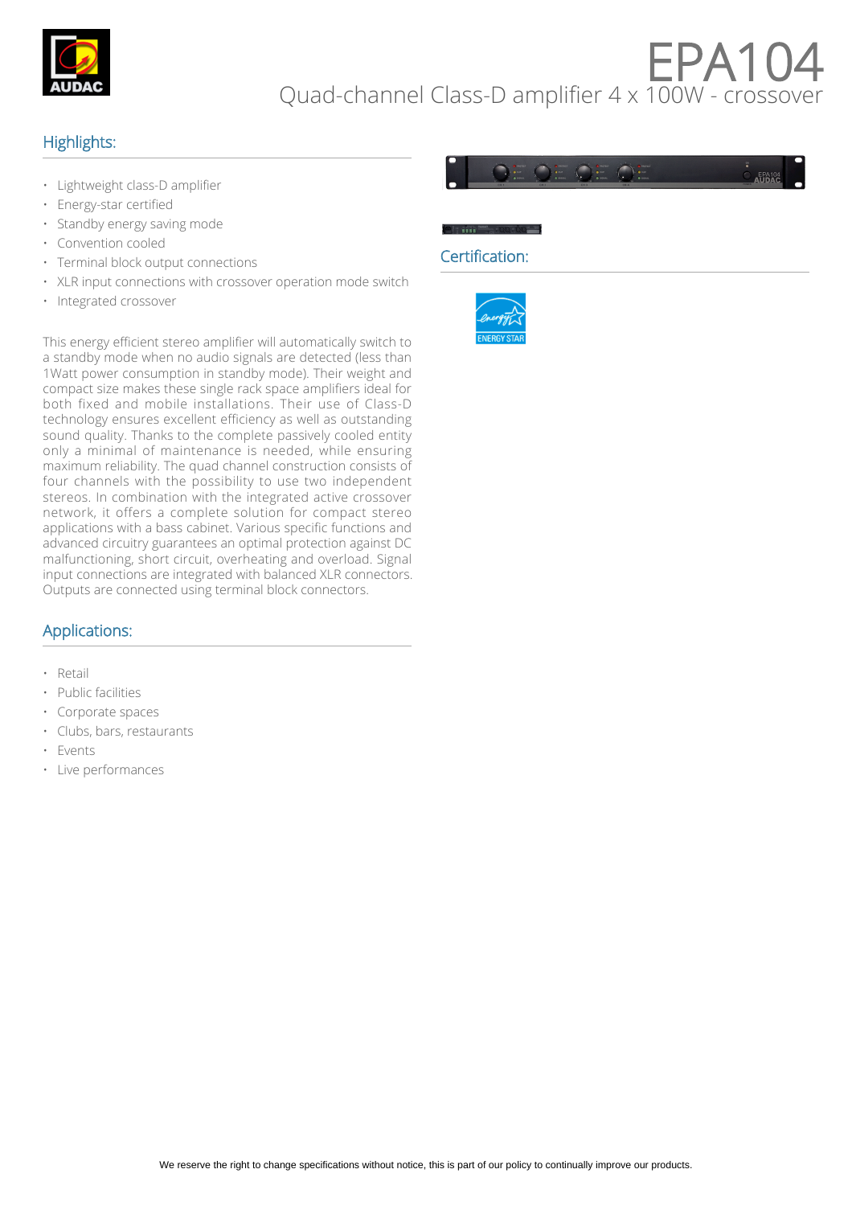# EPA104

Quad-channel Class-D amplifier 4 x 100W - crossover

## Highlights:

- Lightweight class-D amplifier
- Energy-star certified
- Standby energy saving mode
- Convention cooled
- Terminal block output connections
- XLR input connections with crossover operation mode switch
- Integrated crossover

This energy efficient stereo amplifier will automatically switch to a standby mode when no audio signals are detected (less than 1Watt power consumption in standby mode). Their weight and compact size makes these single rack space amplifiers ideal for both fixed and mobile installations. Their use of Class-D technology ensures excellent efficiency as well as outstanding sound quality. Thanks to the complete passively cooled entity only a minimal of maintenance is needed, while ensuring maximum reliability. The quad channel construction consists of four channels with the possibility to use two independent stereos. In combination with the integrated active crossover network, it offers a complete solution for compact stereo applications with a bass cabinet. Various specific functions and advanced circuitry guarantees an optimal protection against DC malfunctioning, short circuit, overheating and overload. Signal input connections are integrated with balanced XLR connectors. Outputs are connected using terminal block connectors.

## Applications:

- Retail
- Public facilities
- Corporate spaces
- Clubs, bars, restaurants
- Events
- Live performances

## Certification:

ENERGY STAR

We reserve the right to change specifications without notice, this is part of our policy to continually improve our products.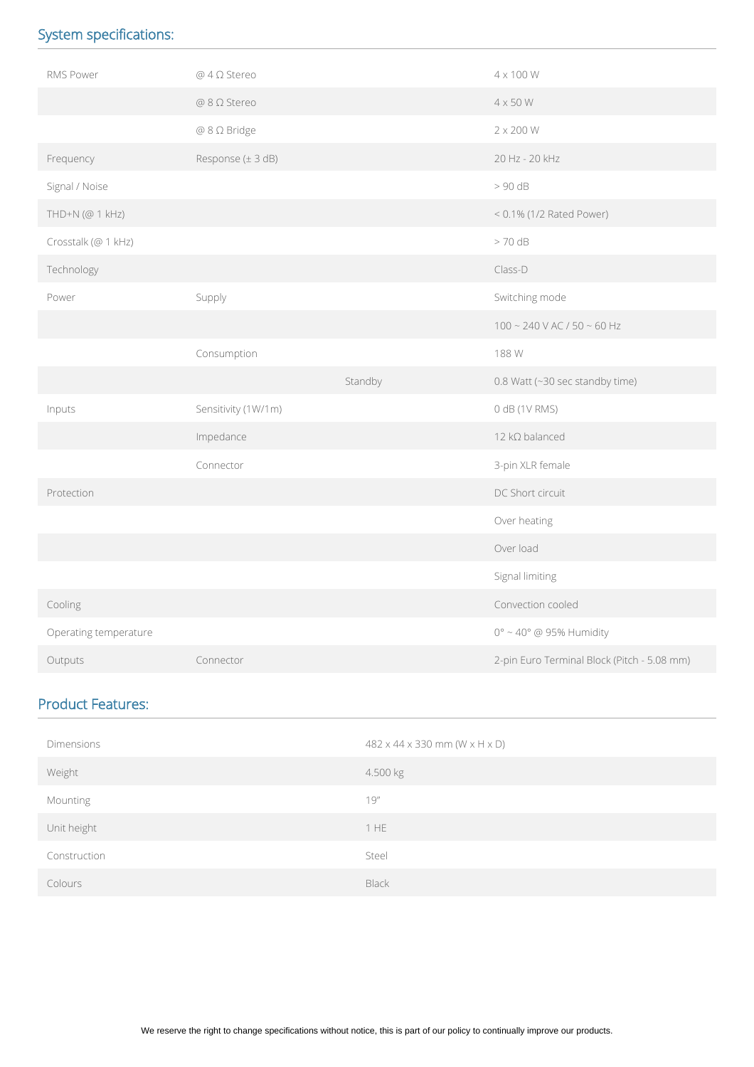## System specifications:

| | | | |
|---|---|---|---|
| RMS Power | @ 4 Ω Stereo | | 4 x 100 W |
| | @ 8 Ω Stereo | | 4 x 50 W |
| | @ 8 Ω Bridge | | 2 x 200 W |
| Frequency | Response (± 3 dB) | | 20 Hz - 20 kHz |
| Signal / Noise | | | > 90 dB |
| THD+N (@ 1 kHz) | | | < 0.1% (1/2 Rated Power) |
| Crosstalk (@ 1 kHz) | | | > 70 dB |
| Technology | | | Class-D |
| Power | Supply | | Switching mode |
| | | | 100 ~ 240 V AC / 50 ~ 60 Hz |
| | Consumption | | 188 W |
| | | Standby | 0.8 Watt (~30 sec standby time) |
| Inputs | Sensitivity (1W/1m) | | 0 dB (1V RMS) |
| | Impedance | | 12 kΩ balanced |
| | Connector | | 3-pin XLR female |
| Protection | | | DC Short circuit |
| | | | Over heating |
| | | | Over load |
| | | | Signal limiting |
| Cooling | | | Convection cooled |
| Operating temperature | | | 0° ~ 40° @ 95% Humidity |
| Outputs | Connector | | 2-pin Euro Terminal Block (Pitch - 5.08 mm) |

## Product Features:

| | |
|---|---|
| Dimensions | 482 x 44 x 330 mm (W x H x D) |
| Weight | 4.500 kg |
| Mounting | 19" |
| Unit height | 1 HE |
| Construction | Steel |
| Colours | Black |

We reserve the right to change specifications without notice, this is part of our policy to continually improve our products.